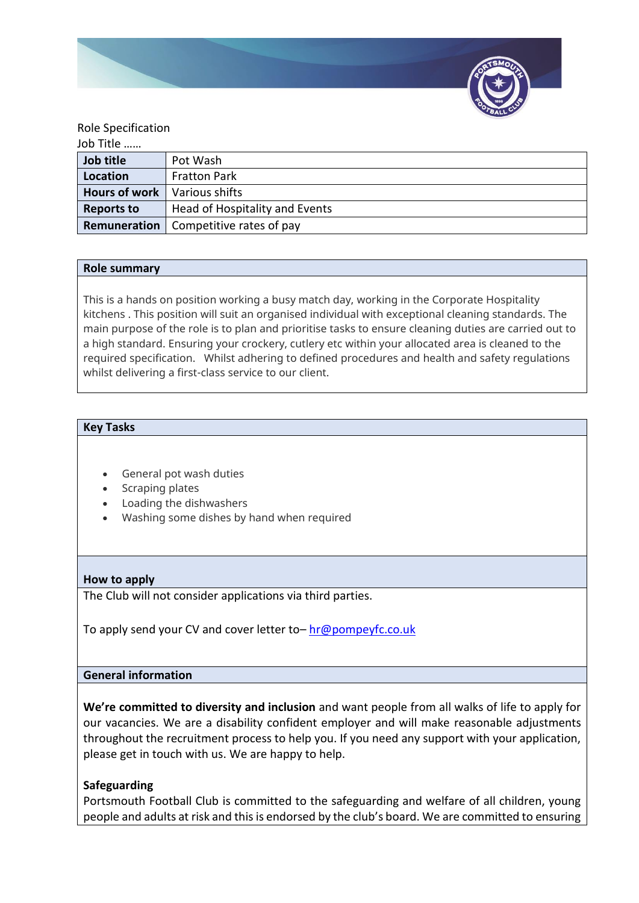Role Specification
Job Title ……

| Job title | Pot Wash |
|---|---|
| Location | Fratton Park |
| Hours of work | Various shifts |
| Reports to | Head of Hospitality and Events |
| Remuneration | Competitive rates of pay |

## Role summary

This is a hands on position working a busy match day, working in the Corporate Hospitality kitchens . This position will suit an organised individual with exceptional cleaning standards. The main purpose of the role is to plan and prioritise tasks to ensure cleaning duties are carried out to a high standard. Ensuring your crockery, cutlery etc within your allocated area is cleaned to the required specification. Whilst adhering to defined procedures and health and safety regulations whilst delivering a first-class service to our client.

## Key Tasks

- General pot wash duties
- Scraping plates
- Loading the dishwashers
- Washing some dishes by hand when required

## How to apply

The Club will not consider applications via third parties.

To apply send your CV and cover letter to– hr@pompeyfc.co.uk

## General information

**We're committed to diversity and inclusion** and want people from all walks of life to apply for our vacancies. We are a disability confident employer and will make reasonable adjustments throughout the recruitment process to help you. If you need any support with your application, please get in touch with us. We are happy to help.

**Safeguarding**
Portsmouth Football Club is committed to the safeguarding and welfare of all children, young people and adults at risk and this is endorsed by the club's board. We are committed to ensuring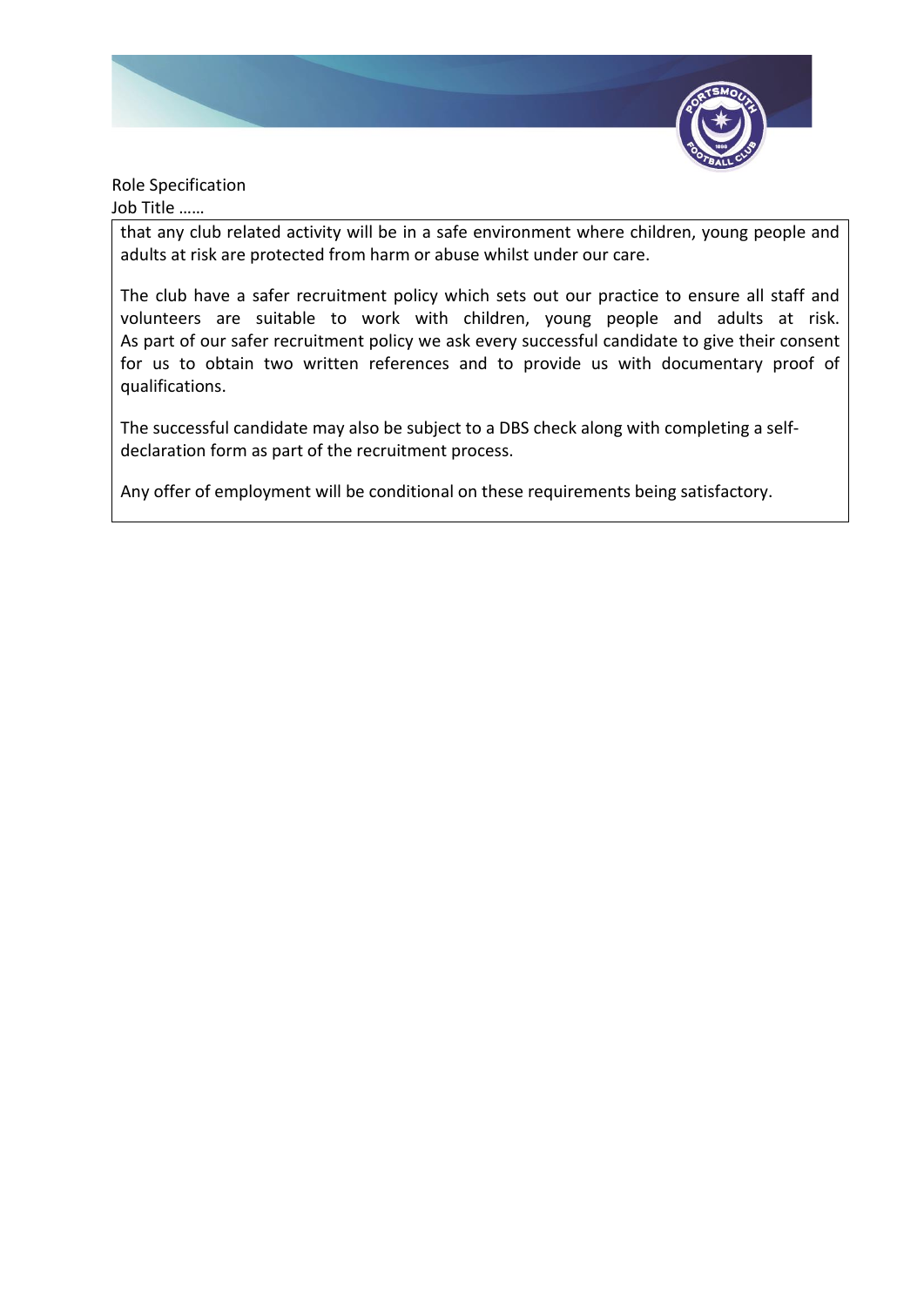Role Specification
Job Title ……

that any club related activity will be in a safe environment where children, young people and adults at risk are protected from harm or abuse whilst under our care.

The club have a safer recruitment policy which sets out our practice to ensure all staff and volunteers are suitable to work with children, young people and adults at risk. As part of our safer recruitment policy we ask every successful candidate to give their consent for us to obtain two written references and to provide us with documentary proof of qualifications.

The successful candidate may also be subject to a DBS check along with completing a self-declaration form as part of the recruitment process.

Any offer of employment will be conditional on these requirements being satisfactory.